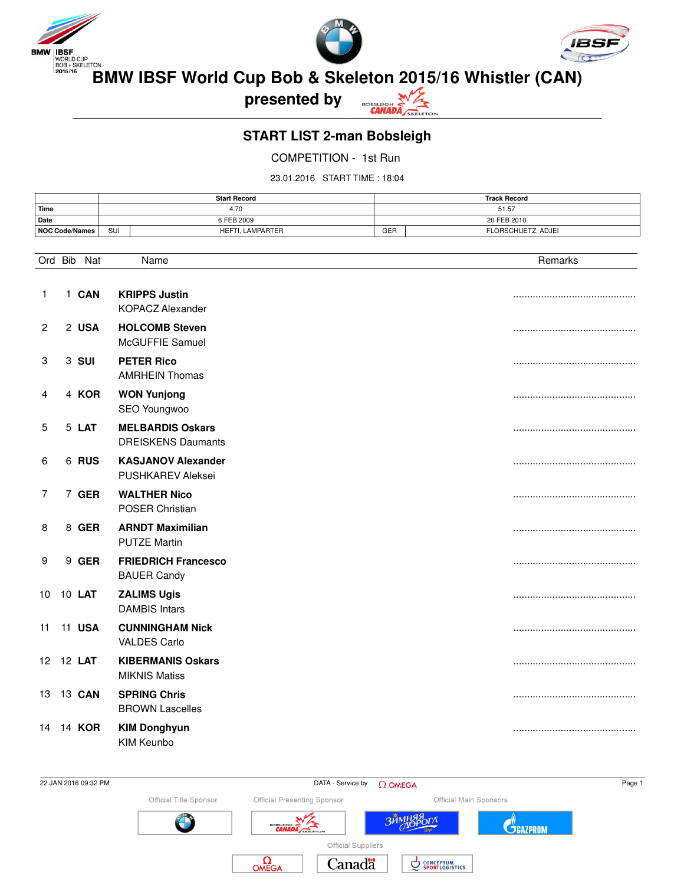# BMW IBSF World Cup Bob & Skeleton 2015/16 Whistler (CAN)

## presented by

## START LIST 2-man Bobsleigh

COMPETITION - 1st Run

23.01.2016 START TIME : 18:04

| | Start Record | | Track Record | |
|---|---|---|---|---|
| Time | 4.70 | | 51.57 | |
| Date | 6 FEB 2009 | | 20 FEB 2010 | |
| NOC Code/Names | SUI | HEFTI, LAMPARTER | GER | FLORSCHUETZ, ADJEI |

| Ord | Bib | Nat | Name | Remarks |
|---|---|---|---|---|
| 1 | 1 | **CAN** | **KRIPPS Justin**<br>KOPACZ Alexander | ............................................ |
| 2 | 2 | **USA** | **HOLCOMB Steven**<br>McGUFFIE Samuel | ............................................ |
| 3 | 3 | **SUI** | **PETER Rico**<br>AMRHEIN Thomas | ............................................ |
| 4 | 4 | **KOR** | **WON Yunjong**<br>SEO Youngwoo | ............................................ |
| 5 | 5 | **LAT** | **MELBARDIS Oskars**<br>DREISKENS Daumants | ............................................ |
| 6 | 6 | **RUS** | **KASJANOV Alexander**<br>PUSHKAREV Aleksei | ............................................ |
| 7 | 7 | **GER** | **WALTHER Nico**<br>POSER Christian | ............................................ |
| 8 | 8 | **GER** | **ARNDT Maximilian**<br>PUTZE Martin | ............................................ |
| 9 | 9 | **GER** | **FRIEDRICH Francesco**<br>BAUER Candy | ............................................ |
| 10 | 10 | **LAT** | **ZALIMS Ugis**<br>DAMBIS Intars | ............................................ |
| 11 | 11 | **USA** | **CUNNINGHAM Nick**<br>VALDES Carlo | ............................................ |
| 12 | 12 | **LAT** | **KIBERMANIS Oskars**<br>MIKNIS Matiss | ............................................ |
| 13 | 13 | **CAN** | **SPRING Chris**<br>BROWN Lascelles | ............................................ |
| 14 | 14 | **KOR** | **KIM Donghyun**<br>KIM Keunbo | ............................................ |

22 JAN 2016 09:32 PM DATA - Service by OMEGA

Official Title Sponsor | Official Presenting Sponsor | Official Main Sponsors

Official Suppliers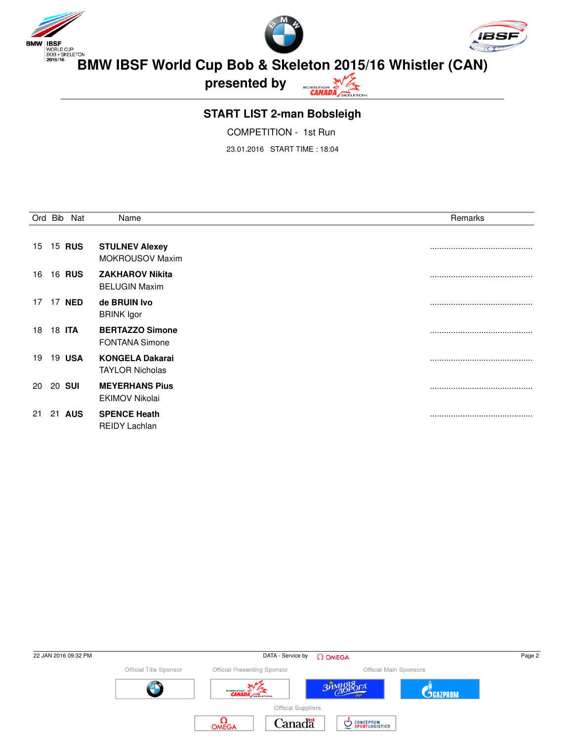# BMW IBSF World Cup Bob & Skeleton 2015/16 Whistler (CAN)

**presented by**

## START LIST 2-man Bobsleigh

COMPETITION - 1st Run

23.01.2016 START TIME : 18:04

| Ord | Bib | Nat | Name | Remarks |
|---|---|---|---|---|
| 15 | 15 | **RUS** | **STULNEV Alexey**<br>MOKROUSOV Maxim | ............................................ |
| 16 | 16 | **RUS** | **ZAKHAROV Nikita**<br>BELUGIN Maxim | ............................................ |
| 17 | 17 | **NED** | **de BRUIN Ivo**<br>BRINK Igor | ............................................ |
| 18 | 18 | **ITA** | **BERTAZZO Simone**<br>FONTANA Simone | ............................................ |
| 19 | 19 | **USA** | **KONGELA Dakarai**<br>TAYLOR Nicholas | ............................................ |
| 20 | 20 | **SUI** | **MEYERHANS Pius**<br>EKIMOV Nikolai | ............................................ |
| 21 | 21 | **AUS** | **SPENCE Heath**<br>REIDY Lachlan | ............................................ |

22 JAN 2016 09:32 PM

DATA - Service by OMEGA

Official Title Sponsor

Official Presenting Sponsor

Official Main Sponsors

Official Suppliers